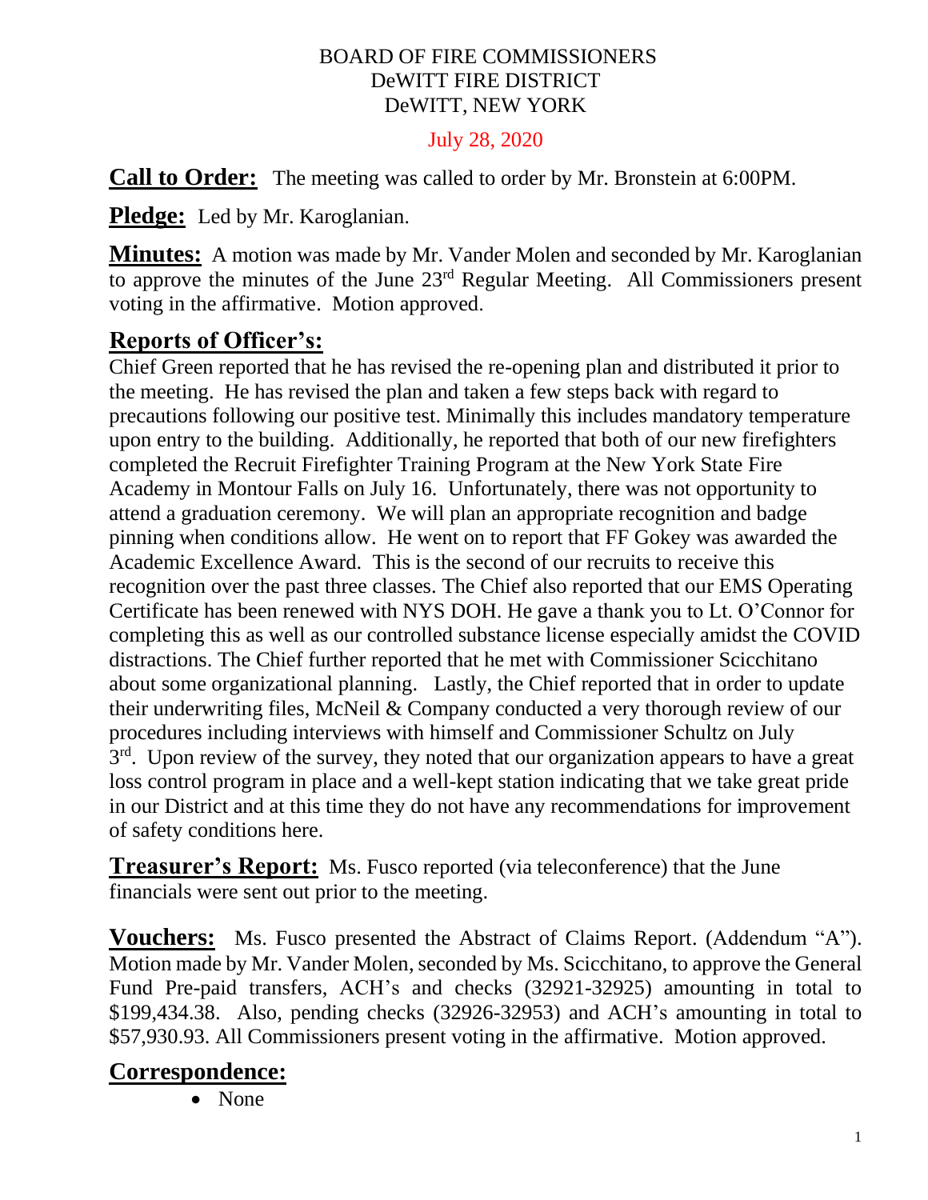BOARD OF FIRE COMMISSIONERS
DeWITT FIRE DISTRICT
DeWITT, NEW YORK

July 28, 2020

**Call to Order:** The meeting was called to order by Mr. Bronstein at 6:00PM.

**Pledge:** Led by Mr. Karoglanian.

**Minutes:** A motion was made by Mr. Vander Molen and seconded by Mr. Karoglanian to approve the minutes of the June 23rd Regular Meeting. All Commissioners present voting in the affirmative. Motion approved.

## Reports of Officer's:

Chief Green reported that he has revised the re-opening plan and distributed it prior to the meeting. He has revised the plan and taken a few steps back with regard to precautions following our positive test. Minimally this includes mandatory temperature upon entry to the building. Additionally, he reported that both of our new firefighters completed the Recruit Firefighter Training Program at the New York State Fire Academy in Montour Falls on July 16. Unfortunately, there was not opportunity to attend a graduation ceremony. We will plan an appropriate recognition and badge pinning when conditions allow. He went on to report that FF Gokey was awarded the Academic Excellence Award. This is the second of our recruits to receive this recognition over the past three classes. The Chief also reported that our EMS Operating Certificate has been renewed with NYS DOH. He gave a thank you to Lt. O'Connor for completing this as well as our controlled substance license especially amidst the COVID distractions. The Chief further reported that he met with Commissioner Scicchitano about some organizational planning. Lastly, the Chief reported that in order to update their underwriting files, McNeil & Company conducted a very thorough review of our procedures including interviews with himself and Commissioner Schultz on July 3rd. Upon review of the survey, they noted that our organization appears to have a great loss control program in place and a well-kept station indicating that we take great pride in our District and at this time they do not have any recommendations for improvement of safety conditions here.

**Treasurer's Report:** Ms. Fusco reported (via teleconference) that the June financials were sent out prior to the meeting.

**Vouchers:** Ms. Fusco presented the Abstract of Claims Report. (Addendum "A"). Motion made by Mr. Vander Molen, seconded by Ms. Scicchitano, to approve the General Fund Pre-paid transfers, ACH's and checks (32921-32925) amounting in total to $199,434.38. Also, pending checks (32926-32953) and ACH's amounting in total to $57,930.93. All Commissioners present voting in the affirmative. Motion approved.

## Correspondence:

- None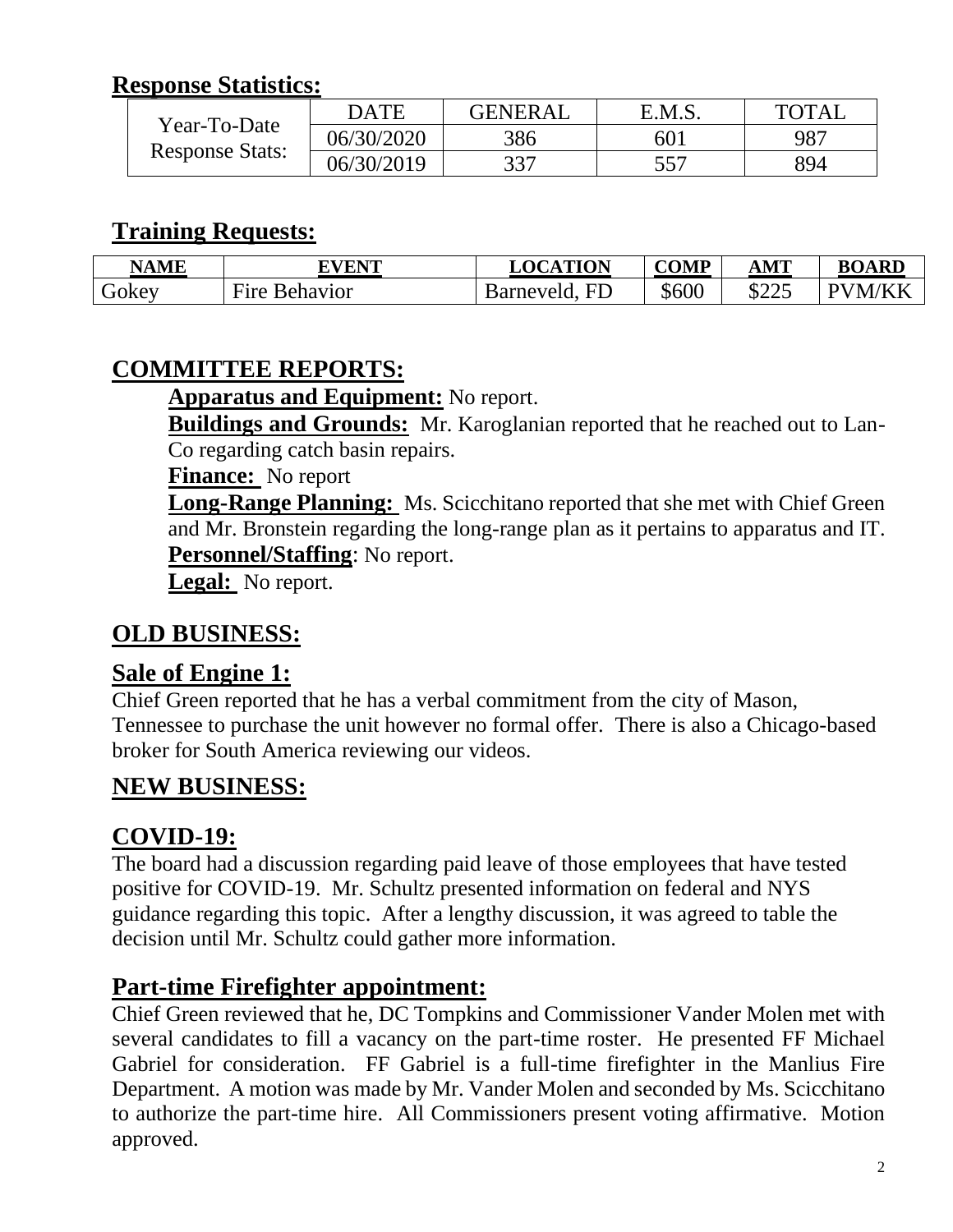## Response Statistics:

| Year-To-Date Response Stats: | DATE | GENERAL | E.M.S. | TOTAL |
|---|---|---|---|---|
| | 06/30/2020 | 386 | 601 | 987 |
| | 06/30/2019 | 337 | 557 | 894 |

## Training Requests:

| NAME | EVENT | LOCATION | COMP | AMT | BOARD |
|---|---|---|---|---|---|
| Gokey | Fire Behavior | Barneveld, FD | $600 | $225 | PVM/KK |

## COMMITTEE REPORTS:

**Apparatus and Equipment:** No report.

**Buildings and Grounds:** Mr. Karoglanian reported that he reached out to Lan-Co regarding catch basin repairs.

**Finance:** No report

**Long-Range Planning:** Ms. Scicchitano reported that she met with Chief Green and Mr. Bronstein regarding the long-range plan as it pertains to apparatus and IT.

**Personnel/Staffing**: No report.

**Legal:** No report.

## OLD BUSINESS:

### Sale of Engine 1:

Chief Green reported that he has a verbal commitment from the city of Mason, Tennessee to purchase the unit however no formal offer. There is also a Chicago-based broker for South America reviewing our videos.

## NEW BUSINESS:

### COVID-19:

The board had a discussion regarding paid leave of those employees that have tested positive for COVID-19. Mr. Schultz presented information on federal and NYS guidance regarding this topic. After a lengthy discussion, it was agreed to table the decision until Mr. Schultz could gather more information.

### Part-time Firefighter appointment:

Chief Green reviewed that he, DC Tompkins and Commissioner Vander Molen met with several candidates to fill a vacancy on the part-time roster. He presented FF Michael Gabriel for consideration. FF Gabriel is a full-time firefighter in the Manlius Fire Department. A motion was made by Mr. Vander Molen and seconded by Ms. Scicchitano to authorize the part-time hire. All Commissioners present voting affirmative. Motion approved.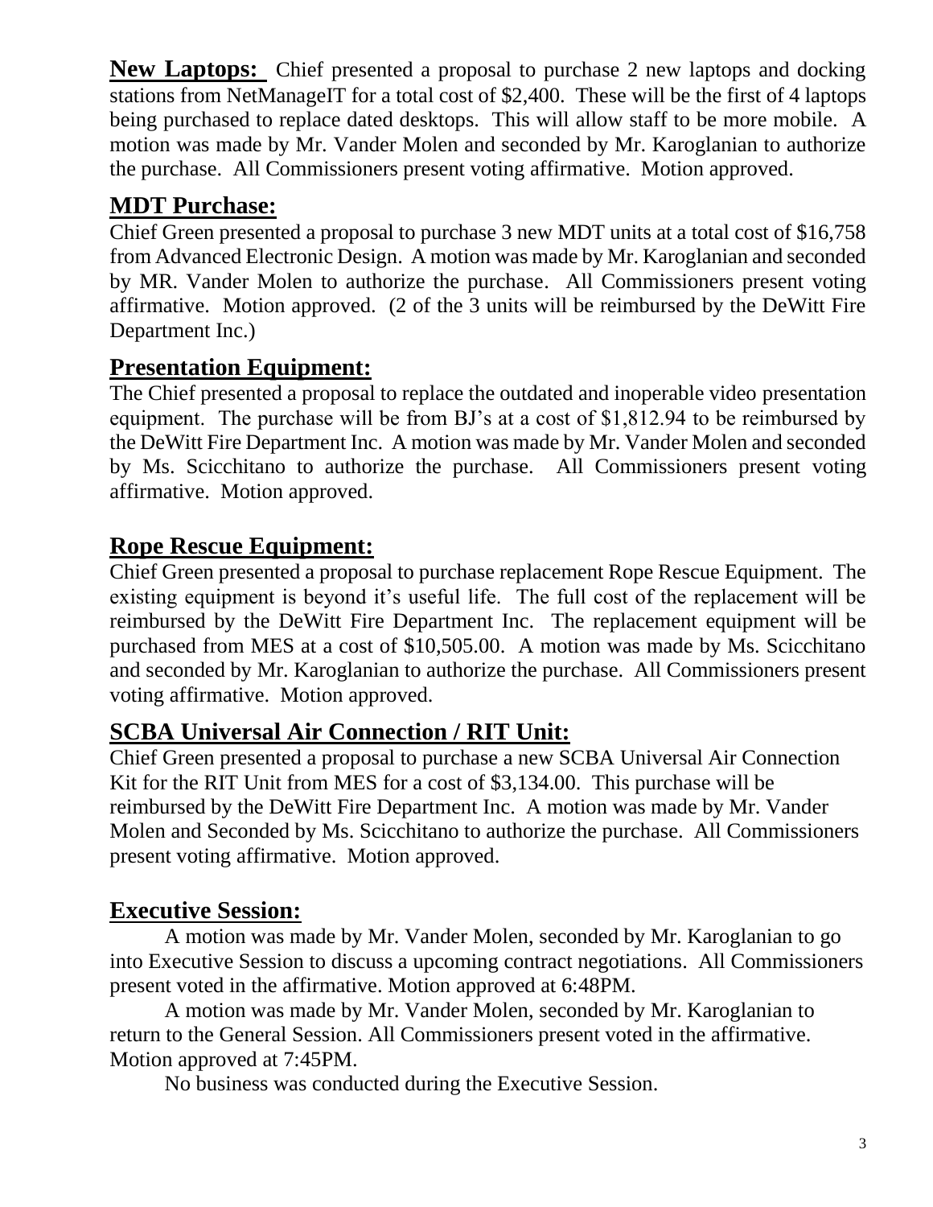**New Laptops:** Chief presented a proposal to purchase 2 new laptops and docking stations from NetManageIT for a total cost of $2,400. These will be the first of 4 laptops being purchased to replace dated desktops. This will allow staff to be more mobile. A motion was made by Mr. Vander Molen and seconded by Mr. Karoglanian to authorize the purchase. All Commissioners present voting affirmative. Motion approved.

## MDT Purchase:

Chief Green presented a proposal to purchase 3 new MDT units at a total cost of $16,758 from Advanced Electronic Design. A motion was made by Mr. Karoglanian and seconded by MR. Vander Molen to authorize the purchase. All Commissioners present voting affirmative. Motion approved. (2 of the 3 units will be reimbursed by the DeWitt Fire Department Inc.)

## Presentation Equipment:

The Chief presented a proposal to replace the outdated and inoperable video presentation equipment. The purchase will be from BJ's at a cost of $1,812.94 to be reimbursed by the DeWitt Fire Department Inc. A motion was made by Mr. Vander Molen and seconded by Ms. Scicchitano to authorize the purchase. All Commissioners present voting affirmative. Motion approved.

## Rope Rescue Equipment:

Chief Green presented a proposal to purchase replacement Rope Rescue Equipment. The existing equipment is beyond it's useful life. The full cost of the replacement will be reimbursed by the DeWitt Fire Department Inc. The replacement equipment will be purchased from MES at a cost of $10,505.00. A motion was made by Ms. Scicchitano and seconded by Mr. Karoglanian to authorize the purchase. All Commissioners present voting affirmative. Motion approved.

## SCBA Universal Air Connection / RIT Unit:

Chief Green presented a proposal to purchase a new SCBA Universal Air Connection Kit for the RIT Unit from MES for a cost of $3,134.00. This purchase will be reimbursed by the DeWitt Fire Department Inc. A motion was made by Mr. Vander Molen and Seconded by Ms. Scicchitano to authorize the purchase. All Commissioners present voting affirmative. Motion approved.

## Executive Session:

A motion was made by Mr. Vander Molen, seconded by Mr. Karoglanian to go into Executive Session to discuss a upcoming contract negotiations. All Commissioners present voted in the affirmative. Motion approved at 6:48PM.

A motion was made by Mr. Vander Molen, seconded by Mr. Karoglanian to return to the General Session. All Commissioners present voted in the affirmative. Motion approved at 7:45PM.

No business was conducted during the Executive Session.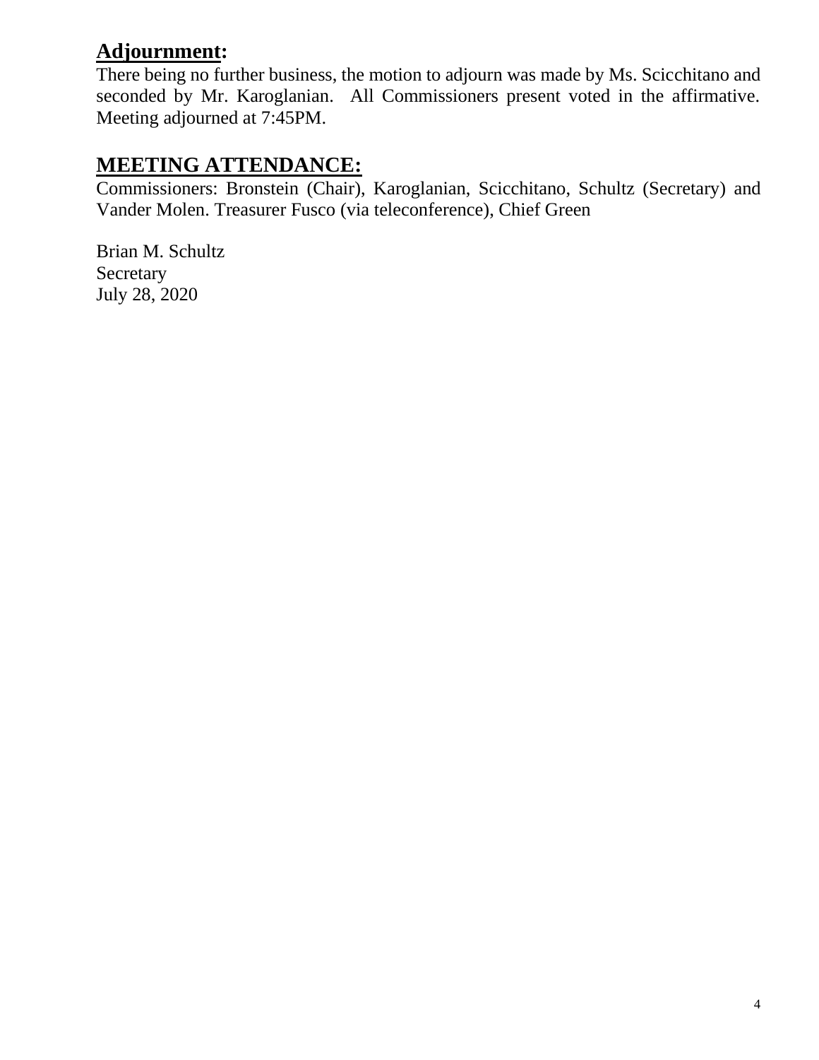## **Adjournment:**

There being no further business, the motion to adjourn was made by Ms. Scicchitano and seconded by Mr. Karoglanian. All Commissioners present voted in the affirmative. Meeting adjourned at 7:45PM.

## **MEETING ATTENDANCE:**

Commissioners: Bronstein (Chair), Karoglanian, Scicchitano, Schultz (Secretary) and Vander Molen. Treasurer Fusco (via teleconference), Chief Green

Brian M. Schultz
Secretary
July 28, 2020